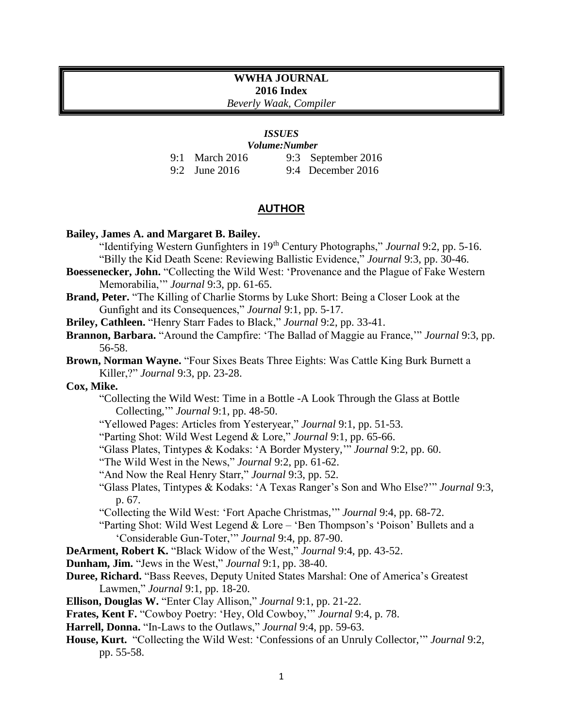# WWHA JOURNAL

## 2016 Index

*Beverly Waak, Compiler*

***ISSUES***

***Volume:Number***

| | | | |
|---|---|---|---|
| 9:1 | March 2016 | 9:3 | September 2016 |
| 9:2 | June 2016 | 9:4 | December 2016 |

## AUTHOR

**Bailey, James A. and Margaret B. Bailey.**

- "Identifying Western Gunfighters in 19th Century Photographs," *Journal* 9:2, pp. 5-16.
- "Billy the Kid Death Scene: Reviewing Ballistic Evidence," *Journal* 9:3, pp. 30-46.

**Boessenecker, John.** "Collecting the Wild West: 'Provenance and the Plague of Fake Western Memorabilia,'" *Journal* 9:3, pp. 61-65.

**Brand, Peter.** "The Killing of Charlie Storms by Luke Short: Being a Closer Look at the Gunfight and its Consequences," *Journal* 9:1, pp. 5-17.

**Briley, Cathleen.** "Henry Starr Fades to Black," *Journal* 9:2, pp. 33-41.

**Brannon, Barbara.** "Around the Campfire: 'The Ballad of Maggie au France,'" *Journal* 9:3, pp. 56-58.

**Brown, Norman Wayne.** "Four Sixes Beats Three Eights: Was Cattle King Burk Burnett a Killer,?" *Journal* 9:3, pp. 23-28.

**Cox, Mike.**

- "Collecting the Wild West: Time in a Bottle -A Look Through the Glass at Bottle Collecting,'" *Journal* 9:1, pp. 48-50.
- "Yellowed Pages: Articles from Yesteryear," *Journal* 9:1, pp. 51-53.
- "Parting Shot: Wild West Legend & Lore," *Journal* 9:1, pp. 65-66.
- "Glass Plates, Tintypes & Kodaks: 'A Border Mystery,'" *Journal* 9:2, pp. 60.
- "The Wild West in the News," *Journal* 9:2, pp. 61-62.
- "And Now the Real Henry Starr," *Journal* 9:3, pp. 52.
- "Glass Plates, Tintypes & Kodaks: 'A Texas Ranger's Son and Who Else?'" *Journal* 9:3, p. 67.
- "Collecting the Wild West: 'Fort Apache Christmas,'" *Journal* 9:4, pp. 68-72.
- "Parting Shot: Wild West Legend & Lore – 'Ben Thompson's 'Poison' Bullets and a 'Considerable Gun-Toter,'" *Journal* 9:4, pp. 87-90.

**DeArment, Robert K.** "Black Widow of the West," *Journal* 9:4, pp. 43-52.

**Dunham, Jim.** "Jews in the West," *Journal* 9:1, pp. 38-40.

**Duree, Richard.** "Bass Reeves, Deputy United States Marshal: One of America's Greatest Lawmen," *Journal* 9:1, pp. 18-20.

**Ellison, Douglas W.** "Enter Clay Allison," *Journal* 9:1, pp. 21-22.

**Frates, Kent F.** "Cowboy Poetry: 'Hey, Old Cowboy,'" *Journal* 9:4, p. 78.

**Harrell, Donna.** "In-Laws to the Outlaws," *Journal* 9:4, pp. 59-63.

**House, Kurt.** "Collecting the Wild West: 'Confessions of an Unruly Collector,'" *Journal* 9:2, pp. 55-58.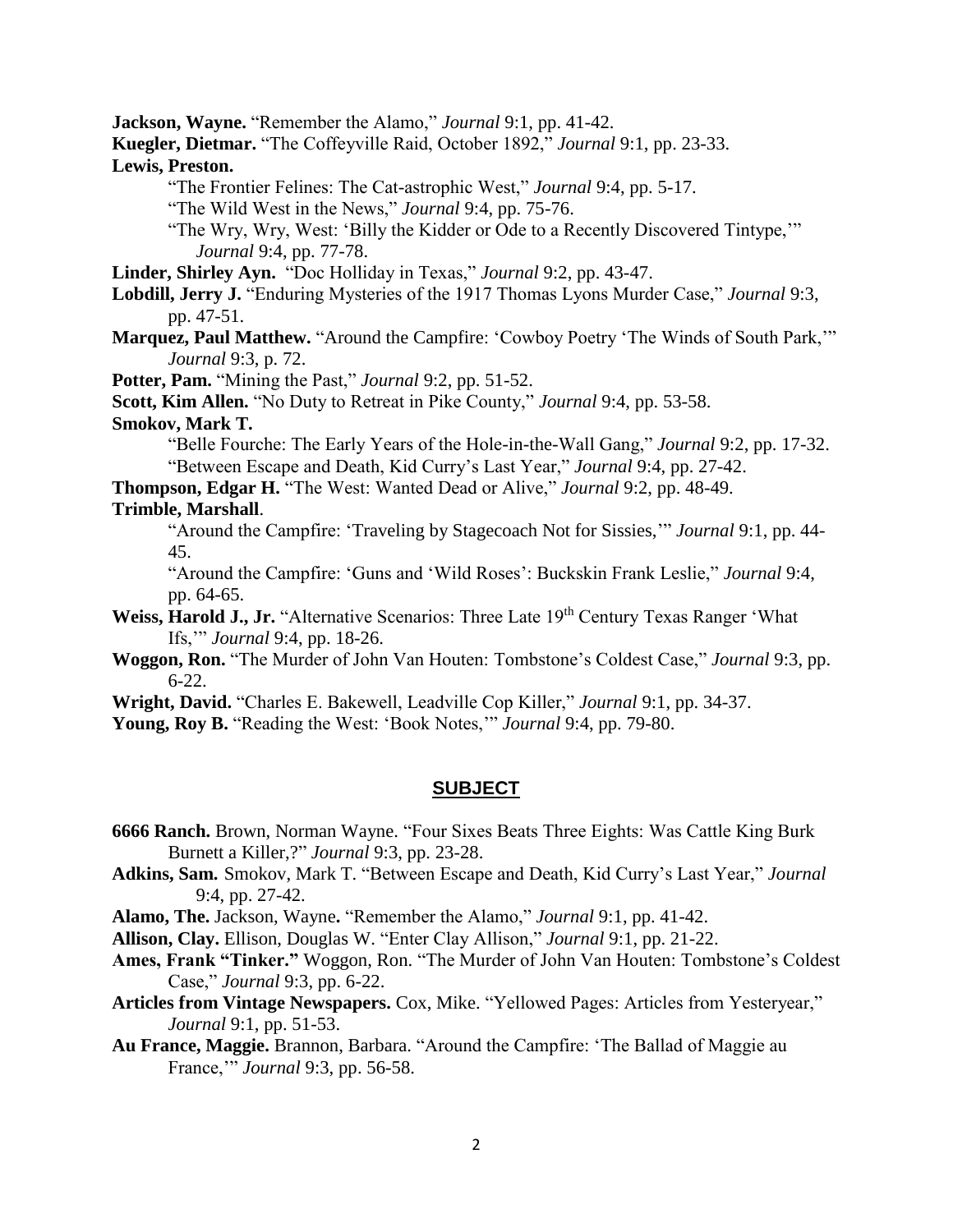**Jackson, Wayne.** "Remember the Alamo," *Journal* 9:1, pp. 41-42.

**Kuegler, Dietmar.** "The Coffeyville Raid, October 1892," *Journal* 9:1, pp. 23-33.

**Lewis, Preston.**

"The Frontier Felines: The Cat-astrophic West," *Journal* 9:4, pp. 5-17.

"The Wild West in the News," *Journal* 9:4, pp. 75-76.

"The Wry, Wry, West: 'Billy the Kidder or Ode to a Recently Discovered Tintype,'" *Journal* 9:4, pp. 77-78.

**Linder, Shirley Ayn.** "Doc Holliday in Texas," *Journal* 9:2, pp. 43-47.

**Lobdill, Jerry J.** "Enduring Mysteries of the 1917 Thomas Lyons Murder Case," *Journal* 9:3, pp. 47-51.

**Marquez, Paul Matthew.** "Around the Campfire: 'Cowboy Poetry 'The Winds of South Park,'" *Journal* 9:3, p. 72.

**Potter, Pam.** "Mining the Past," *Journal* 9:2, pp. 51-52.

**Scott, Kim Allen.** "No Duty to Retreat in Pike County," *Journal* 9:4, pp. 53-58.

**Smokov, Mark T.**

"Belle Fourche: The Early Years of the Hole-in-the-Wall Gang," *Journal* 9:2, pp. 17-32.

"Between Escape and Death, Kid Curry's Last Year," *Journal* 9:4, pp. 27-42.

**Thompson, Edgar H.** "The West: Wanted Dead or Alive," *Journal* 9:2, pp. 48-49.

**Trimble, Marshall**.

"Around the Campfire: 'Traveling by Stagecoach Not for Sissies,'" *Journal* 9:1, pp. 44-45.

"Around the Campfire: 'Guns and 'Wild Roses': Buckskin Frank Leslie," *Journal* 9:4, pp. 64-65.

**Weiss, Harold J., Jr.** "Alternative Scenarios: Three Late 19th Century Texas Ranger 'What Ifs,'" *Journal* 9:4, pp. 18-26.

**Woggon, Ron.** "The Murder of John Van Houten: Tombstone's Coldest Case," *Journal* 9:3, pp. 6-22.

**Wright, David.** "Charles E. Bakewell, Leadville Cop Killer," *Journal* 9:1, pp. 34-37.

**Young, Roy B.** "Reading the West: 'Book Notes,'" *Journal* 9:4, pp. 79-80.

## SUBJECT

**6666 Ranch.** Brown, Norman Wayne. "Four Sixes Beats Three Eights: Was Cattle King Burk Burnett a Killer,?" *Journal* 9:3, pp. 23-28.

**Adkins, Sam.** Smokov, Mark T. "Between Escape and Death, Kid Curry's Last Year," *Journal* 9:4, pp. 27-42.

**Alamo, The.** Jackson, Wayne. "Remember the Alamo," *Journal* 9:1, pp. 41-42.

**Allison, Clay.** Ellison, Douglas W. "Enter Clay Allison," *Journal* 9:1, pp. 21-22.

**Ames, Frank "Tinker."** Woggon, Ron. "The Murder of John Van Houten: Tombstone's Coldest Case," *Journal* 9:3, pp. 6-22.

**Articles from Vintage Newspapers.** Cox, Mike. "Yellowed Pages: Articles from Yesteryear," *Journal* 9:1, pp. 51-53.

**Au France, Maggie.** Brannon, Barbara. "Around the Campfire: 'The Ballad of Maggie au France,'" *Journal* 9:3, pp. 56-58.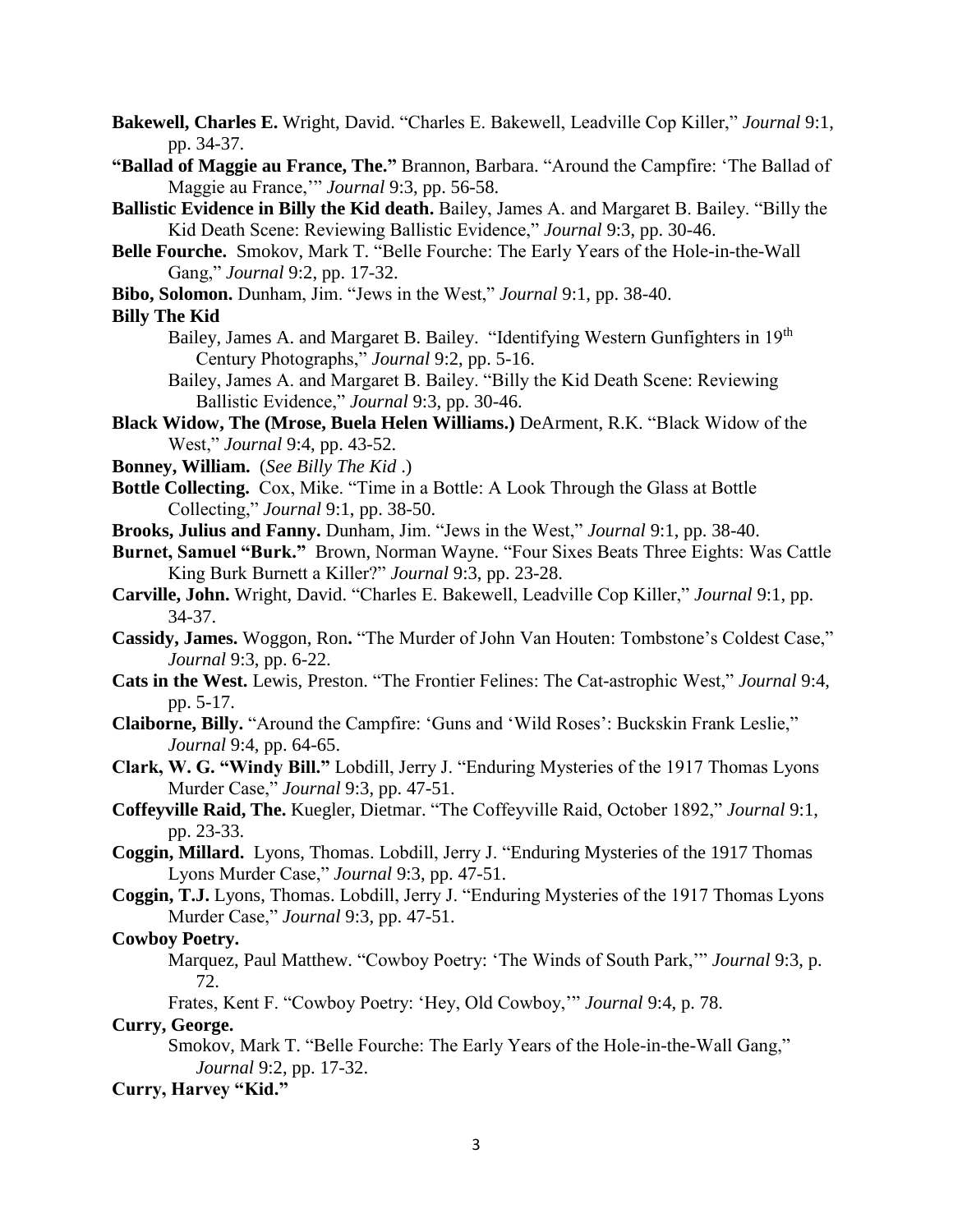**Bakewell, Charles E.** Wright, David. "Charles E. Bakewell, Leadville Cop Killer," *Journal* 9:1, pp. 34-37.

**"Ballad of Maggie au France, The."** Brannon, Barbara. "Around the Campfire: 'The Ballad of Maggie au France,'" *Journal* 9:3, pp. 56-58.

**Ballistic Evidence in Billy the Kid death.** Bailey, James A. and Margaret B. Bailey. "Billy the Kid Death Scene: Reviewing Ballistic Evidence," *Journal* 9:3, pp. 30-46.

**Belle Fourche.** Smokov, Mark T. "Belle Fourche: The Early Years of the Hole-in-the-Wall Gang," *Journal* 9:2, pp. 17-32.

**Bibo, Solomon.** Dunham, Jim. "Jews in the West," *Journal* 9:1, pp. 38-40.

**Billy The Kid**

Bailey, James A. and Margaret B. Bailey. "Identifying Western Gunfighters in 19th Century Photographs," *Journal* 9:2, pp. 5-16.

Bailey, James A. and Margaret B. Bailey. "Billy the Kid Death Scene: Reviewing Ballistic Evidence," *Journal* 9:3, pp. 30-46.

**Black Widow, The (Mrose, Buela Helen Williams.)** DeArment, R.K. "Black Widow of the West," *Journal* 9:4, pp. 43-52.

**Bonney, William.** (*See Billy The Kid* .)

**Bottle Collecting.** Cox, Mike. "Time in a Bottle: A Look Through the Glass at Bottle Collecting," *Journal* 9:1, pp. 38-50.

**Brooks, Julius and Fanny.** Dunham, Jim. "Jews in the West," *Journal* 9:1, pp. 38-40.

**Burnet, Samuel "Burk."** Brown, Norman Wayne. "Four Sixes Beats Three Eights: Was Cattle King Burk Burnett a Killer?" *Journal* 9:3, pp. 23-28.

**Carville, John.** Wright, David. "Charles E. Bakewell, Leadville Cop Killer," *Journal* 9:1, pp. 34-37.

**Cassidy, James.** Woggon, Ron. "The Murder of John Van Houten: Tombstone's Coldest Case," *Journal* 9:3, pp. 6-22.

**Cats in the West.** Lewis, Preston. "The Frontier Felines: The Cat-astrophic West," *Journal* 9:4, pp. 5-17.

**Claiborne, Billy.** "Around the Campfire: 'Guns and 'Wild Roses': Buckskin Frank Leslie," *Journal* 9:4, pp. 64-65.

**Clark, W. G. "Windy Bill."** Lobdill, Jerry J. "Enduring Mysteries of the 1917 Thomas Lyons Murder Case," *Journal* 9:3, pp. 47-51.

**Coffeyville Raid, The.** Kuegler, Dietmar. "The Coffeyville Raid, October 1892," *Journal* 9:1, pp. 23-33.

**Coggin, Millard.** Lyons, Thomas. Lobdill, Jerry J. "Enduring Mysteries of the 1917 Thomas Lyons Murder Case," *Journal* 9:3, pp. 47-51.

**Coggin, T.J.** Lyons, Thomas. Lobdill, Jerry J. "Enduring Mysteries of the 1917 Thomas Lyons Murder Case," *Journal* 9:3, pp. 47-51.

**Cowboy Poetry.**

Marquez, Paul Matthew. "Cowboy Poetry: 'The Winds of South Park,'" *Journal* 9:3, p. 72.

Frates, Kent F. "Cowboy Poetry: 'Hey, Old Cowboy,'" *Journal* 9:4, p. 78.

**Curry, George.**

Smokov, Mark T. "Belle Fourche: The Early Years of the Hole-in-the-Wall Gang," *Journal* 9:2, pp. 17-32.

**Curry, Harvey "Kid."**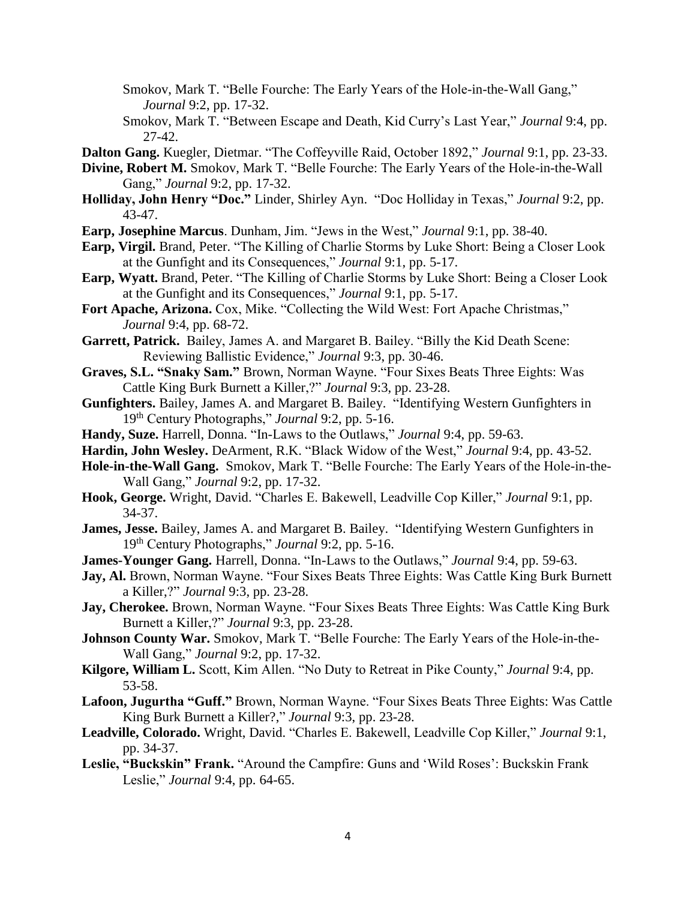Smokov, Mark T. "Belle Fourche: The Early Years of the Hole-in-the-Wall Gang," *Journal* 9:2, pp. 17-32.

Smokov, Mark T. "Between Escape and Death, Kid Curry's Last Year," *Journal* 9:4, pp. 27-42.

**Dalton Gang.** Kuegler, Dietmar. "The Coffeyville Raid, October 1892," *Journal* 9:1, pp. 23-33.

**Divine, Robert M.** Smokov, Mark T. "Belle Fourche: The Early Years of the Hole-in-the-Wall Gang," *Journal* 9:2, pp. 17-32.

**Holliday, John Henry "Doc."** Linder, Shirley Ayn. "Doc Holliday in Texas," *Journal* 9:2, pp. 43-47.

**Earp, Josephine Marcus**. Dunham, Jim. "Jews in the West," *Journal* 9:1, pp. 38-40.

**Earp, Virgil.** Brand, Peter. "The Killing of Charlie Storms by Luke Short: Being a Closer Look at the Gunfight and its Consequences," *Journal* 9:1, pp. 5-17.

**Earp, Wyatt.** Brand, Peter. "The Killing of Charlie Storms by Luke Short: Being a Closer Look at the Gunfight and its Consequences," *Journal* 9:1, pp. 5-17.

**Fort Apache, Arizona.** Cox, Mike. "Collecting the Wild West: Fort Apache Christmas," *Journal* 9:4, pp. 68-72.

**Garrett, Patrick.** Bailey, James A. and Margaret B. Bailey. "Billy the Kid Death Scene: Reviewing Ballistic Evidence," *Journal* 9:3, pp. 30-46.

**Graves, S.L. "Snaky Sam."** Brown, Norman Wayne. "Four Sixes Beats Three Eights: Was Cattle King Burk Burnett a Killer,?" *Journal* 9:3, pp. 23-28.

**Gunfighters.** Bailey, James A. and Margaret B. Bailey. "Identifying Western Gunfighters in 19th Century Photographs," *Journal* 9:2, pp. 5-16.

**Handy, Suze.** Harrell, Donna. "In-Laws to the Outlaws," *Journal* 9:4, pp. 59-63.

**Hardin, John Wesley.** DeArment, R.K. "Black Widow of the West," *Journal* 9:4, pp. 43-52.

**Hole-in-the-Wall Gang.** Smokov, Mark T. "Belle Fourche: The Early Years of the Hole-in-the-Wall Gang," *Journal* 9:2, pp. 17-32.

**Hook, George.** Wright, David. "Charles E. Bakewell, Leadville Cop Killer," *Journal* 9:1, pp. 34-37.

**James, Jesse.** Bailey, James A. and Margaret B. Bailey. "Identifying Western Gunfighters in 19th Century Photographs," *Journal* 9:2, pp. 5-16.

**James-Younger Gang.** Harrell, Donna. "In-Laws to the Outlaws," *Journal* 9:4, pp. 59-63.

**Jay, Al.** Brown, Norman Wayne. "Four Sixes Beats Three Eights: Was Cattle King Burk Burnett a Killer,?" *Journal* 9:3, pp. 23-28.

**Jay, Cherokee.** Brown, Norman Wayne. "Four Sixes Beats Three Eights: Was Cattle King Burk Burnett a Killer,?" *Journal* 9:3, pp. 23-28.

**Johnson County War.** Smokov, Mark T. "Belle Fourche: The Early Years of the Hole-in-the-Wall Gang," *Journal* 9:2, pp. 17-32.

**Kilgore, William L.** Scott, Kim Allen. "No Duty to Retreat in Pike County," *Journal* 9:4, pp. 53-58.

**Lafoon, Jugurtha "Guff."** Brown, Norman Wayne. "Four Sixes Beats Three Eights: Was Cattle King Burk Burnett a Killer?," *Journal* 9:3, pp. 23-28.

**Leadville, Colorado.** Wright, David. "Charles E. Bakewell, Leadville Cop Killer," *Journal* 9:1, pp. 34-37.

**Leslie, "Buckskin" Frank.** "Around the Campfire: Guns and 'Wild Roses': Buckskin Frank Leslie," *Journal* 9:4, pp. 64-65.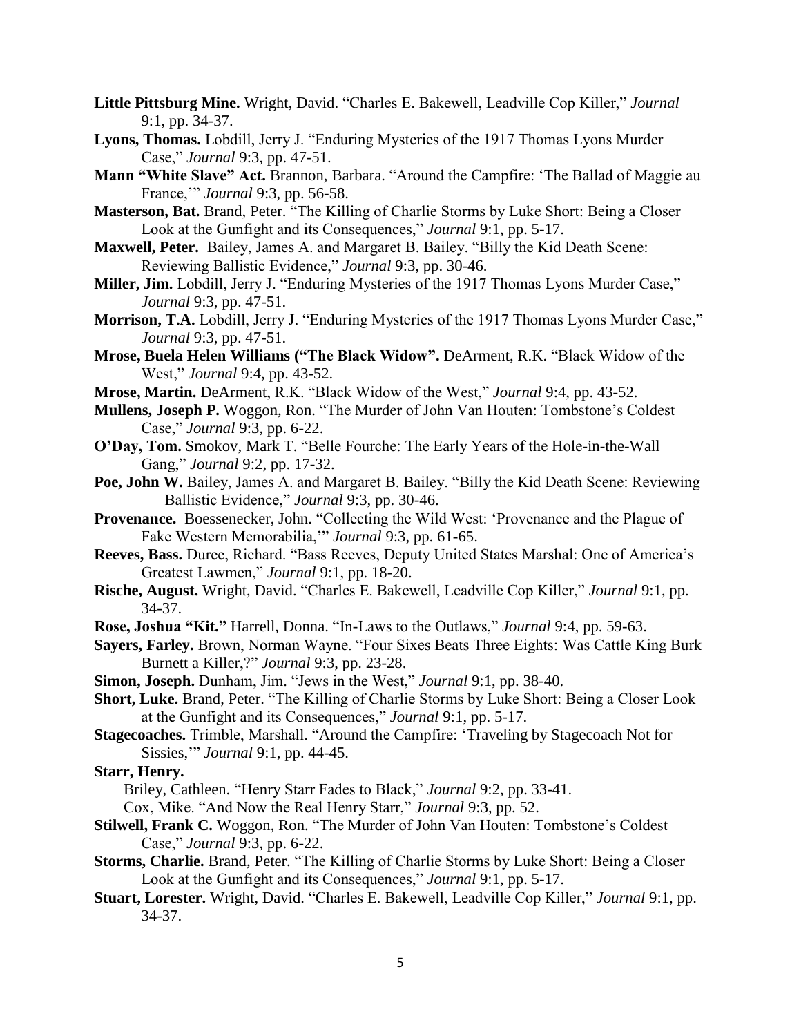**Little Pittsburg Mine.** Wright, David. "Charles E. Bakewell, Leadville Cop Killer," *Journal* 9:1, pp. 34-37.

**Lyons, Thomas.** Lobdill, Jerry J. "Enduring Mysteries of the 1917 Thomas Lyons Murder Case," *Journal* 9:3, pp. 47-51.

**Mann "White Slave" Act.** Brannon, Barbara. "Around the Campfire: 'The Ballad of Maggie au France,'" *Journal* 9:3, pp. 56-58.

**Masterson, Bat.** Brand, Peter. "The Killing of Charlie Storms by Luke Short: Being a Closer Look at the Gunfight and its Consequences," *Journal* 9:1, pp. 5-17.

**Maxwell, Peter.** Bailey, James A. and Margaret B. Bailey. "Billy the Kid Death Scene: Reviewing Ballistic Evidence," *Journal* 9:3, pp. 30-46.

**Miller, Jim.** Lobdill, Jerry J. "Enduring Mysteries of the 1917 Thomas Lyons Murder Case," *Journal* 9:3, pp. 47-51.

**Morrison, T.A.** Lobdill, Jerry J. "Enduring Mysteries of the 1917 Thomas Lyons Murder Case," *Journal* 9:3, pp. 47-51.

**Mrose, Buela Helen Williams ("The Black Widow".** DeArment, R.K. "Black Widow of the West," *Journal* 9:4, pp. 43-52.

**Mrose, Martin.** DeArment, R.K. "Black Widow of the West," *Journal* 9:4, pp. 43-52.

**Mullens, Joseph P.** Woggon, Ron. "The Murder of John Van Houten: Tombstone's Coldest Case," *Journal* 9:3, pp. 6-22.

**O'Day, Tom.** Smokov, Mark T. "Belle Fourche: The Early Years of the Hole-in-the-Wall Gang," *Journal* 9:2, pp. 17-32.

**Poe, John W.** Bailey, James A. and Margaret B. Bailey. "Billy the Kid Death Scene: Reviewing Ballistic Evidence," *Journal* 9:3, pp. 30-46.

**Provenance.** Boessenecker, John. "Collecting the Wild West: 'Provenance and the Plague of Fake Western Memorabilia,'" *Journal* 9:3, pp. 61-65.

**Reeves, Bass.** Duree, Richard. "Bass Reeves, Deputy United States Marshal: One of America's Greatest Lawmen," *Journal* 9:1, pp. 18-20.

**Rische, August.** Wright, David. "Charles E. Bakewell, Leadville Cop Killer," *Journal* 9:1, pp. 34-37.

**Rose, Joshua "Kit."** Harrell, Donna. "In-Laws to the Outlaws," *Journal* 9:4, pp. 59-63.

**Sayers, Farley.** Brown, Norman Wayne. "Four Sixes Beats Three Eights: Was Cattle King Burk Burnett a Killer,?" *Journal* 9:3, pp. 23-28.

**Simon, Joseph.** Dunham, Jim. "Jews in the West," *Journal* 9:1, pp. 38-40.

**Short, Luke.** Brand, Peter. "The Killing of Charlie Storms by Luke Short: Being a Closer Look at the Gunfight and its Consequences," *Journal* 9:1, pp. 5-17.

**Stagecoaches.** Trimble, Marshall. "Around the Campfire: 'Traveling by Stagecoach Not for Sissies,'" *Journal* 9:1, pp. 44-45.

**Starr, Henry.**

Briley, Cathleen. "Henry Starr Fades to Black," *Journal* 9:2, pp. 33-41.

Cox, Mike. "And Now the Real Henry Starr," *Journal* 9:3, pp. 52.

**Stilwell, Frank C.** Woggon, Ron. "The Murder of John Van Houten: Tombstone's Coldest Case," *Journal* 9:3, pp. 6-22.

**Storms, Charlie.** Brand, Peter. "The Killing of Charlie Storms by Luke Short: Being a Closer Look at the Gunfight and its Consequences," *Journal* 9:1, pp. 5-17.

**Stuart, Lorester.** Wright, David. "Charles E. Bakewell, Leadville Cop Killer," *Journal* 9:1, pp. 34-37.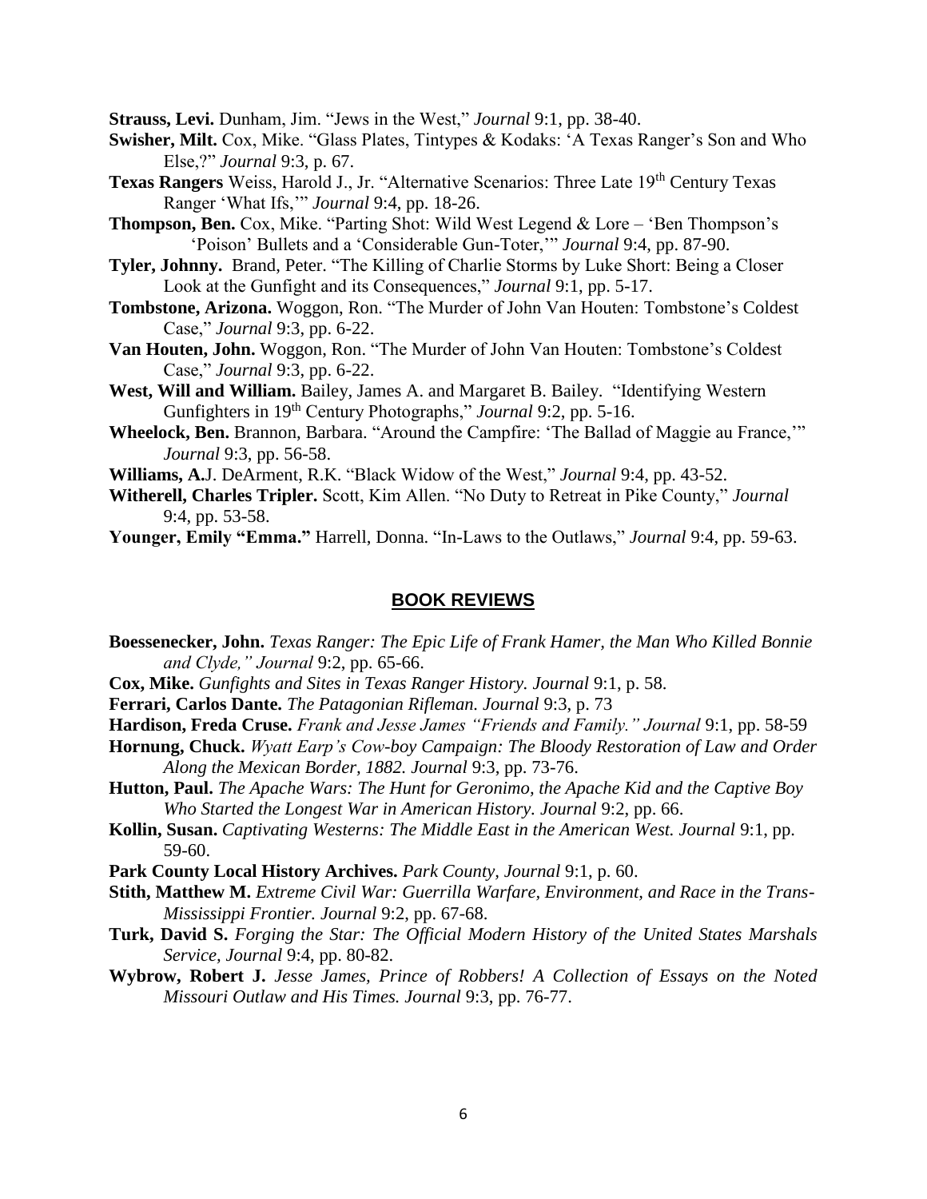**Strauss, Levi.** Dunham, Jim. "Jews in the West," *Journal* 9:1, pp. 38-40.

**Swisher, Milt.** Cox, Mike. "Glass Plates, Tintypes & Kodaks: 'A Texas Ranger's Son and Who Else,?" *Journal* 9:3, p. 67.

**Texas Rangers** Weiss, Harold J., Jr. "Alternative Scenarios: Three Late 19th Century Texas Ranger 'What Ifs,'" *Journal* 9:4, pp. 18-26.

**Thompson, Ben.** Cox, Mike. "Parting Shot: Wild West Legend & Lore – 'Ben Thompson's 'Poison' Bullets and a 'Considerable Gun-Toter,'" *Journal* 9:4, pp. 87-90.

**Tyler, Johnny.** Brand, Peter. "The Killing of Charlie Storms by Luke Short: Being a Closer Look at the Gunfight and its Consequences," *Journal* 9:1, pp. 5-17.

**Tombstone, Arizona.** Woggon, Ron. "The Murder of John Van Houten: Tombstone's Coldest Case," *Journal* 9:3, pp. 6-22.

**Van Houten, John.** Woggon, Ron. "The Murder of John Van Houten: Tombstone's Coldest Case," *Journal* 9:3, pp. 6-22.

**West, Will and William.** Bailey, James A. and Margaret B. Bailey. "Identifying Western Gunfighters in 19th Century Photographs," *Journal* 9:2, pp. 5-16.

**Wheelock, Ben.** Brannon, Barbara. "Around the Campfire: 'The Ballad of Maggie au France,'" *Journal* 9:3, pp. 56-58.

**Williams, A.**J. DeArment, R.K. "Black Widow of the West," *Journal* 9:4, pp. 43-52.

**Witherell, Charles Tripler.** Scott, Kim Allen. "No Duty to Retreat in Pike County," *Journal* 9:4, pp. 53-58.

**Younger, Emily "Emma."** Harrell, Donna. "In-Laws to the Outlaws," *Journal* 9:4, pp. 59-63.

## BOOK REVIEWS

**Boessenecker, John.** *Texas Ranger: The Epic Life of Frank Hamer, the Man Who Killed Bonnie and Clyde," Journal* 9:2, pp. 65-66.

**Cox, Mike.** *Gunfights and Sites in Texas Ranger History. Journal* 9:1, p. 58.

**Ferrari, Carlos Dante.** *The Patagonian Rifleman. Journal* 9:3, p. 73

**Hardison, Freda Cruse.** *Frank and Jesse James "Friends and Family." Journal* 9:1, pp. 58-59

**Hornung, Chuck.** *Wyatt Earp's Cow-boy Campaign: The Bloody Restoration of Law and Order Along the Mexican Border, 1882. Journal* 9:3, pp. 73-76.

**Hutton, Paul.** *The Apache Wars: The Hunt for Geronimo, the Apache Kid and the Captive Boy Who Started the Longest War in American History. Journal* 9:2, pp. 66.

**Kollin, Susan.** *Captivating Westerns: The Middle East in the American West. Journal* 9:1, pp. 59-60.

**Park County Local History Archives.** *Park County, Journal* 9:1, p. 60.

**Stith, Matthew M.** *Extreme Civil War: Guerrilla Warfare, Environment, and Race in the Trans-Mississippi Frontier. Journal* 9:2, pp. 67-68.

**Turk, David S.** *Forging the Star: The Official Modern History of the United States Marshals Service, Journal* 9:4, pp. 80-82.

**Wybrow, Robert J.** *Jesse James, Prince of Robbers! A Collection of Essays on the Noted Missouri Outlaw and His Times. Journal* 9:3, pp. 76-77.